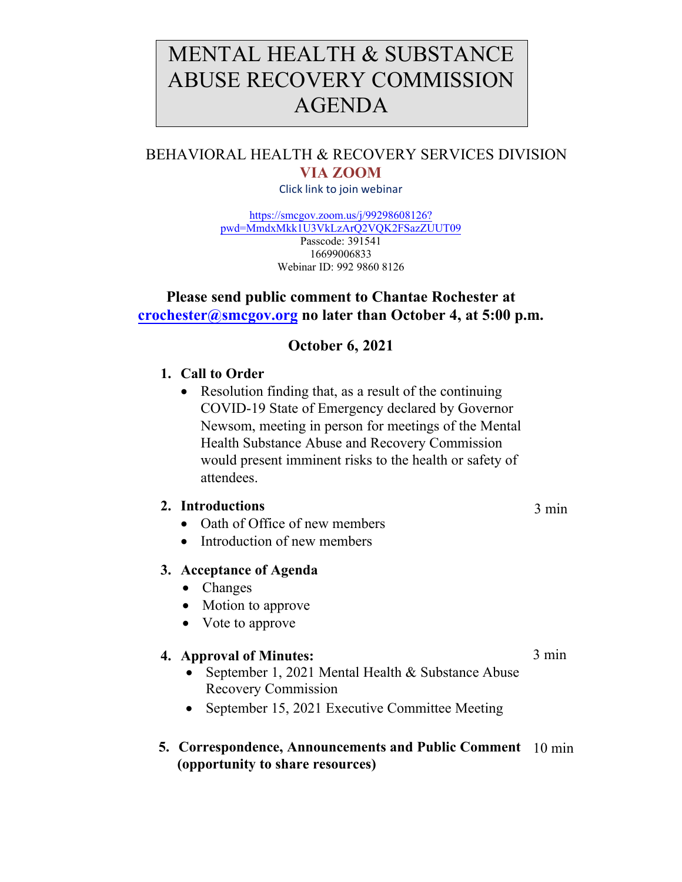# MENTAL HEALTH & SUBSTANCE ABUSE RECOVERY COMMISSION AGENDA

BEHAVIORAL HEALTH & RECOVERY SERVICES DIVISION

**VIA ZOOM**

Click link to join webinar

https://smcgov.zoom.us/j/99298608126?pwd=MmdxMkk1U3VkLzArQ2VQK2FSazZUUT09

Passcode: 391541

16699006833

Webinar ID: 992 9860 8126

**Please send public comment to Chantae Rochester at crochester@smcgov.org no later than October 4, at 5:00 p.m.**

**October 6, 2021**

1. **Call to Order**
   - Resolution finding that, as a result of the continuing COVID-19 State of Emergency declared by Governor Newsom, meeting in person for meetings of the Mental Health Substance Abuse and Recovery Commission would present imminent risks to the health or safety of attendees.

2. **Introductions** — 3 min
   - Oath of Office of new members
   - Introduction of new members

3. **Acceptance of Agenda**
   - Changes
   - Motion to approve
   - Vote to approve

4. **Approval of Minutes:** — 3 min
   - September 1, 2021 Mental Health & Substance Abuse Recovery Commission
   - September 15, 2021 Executive Committee Meeting

5. **Correspondence, Announcements and Public Comment (opportunity to share resources)** — 10 min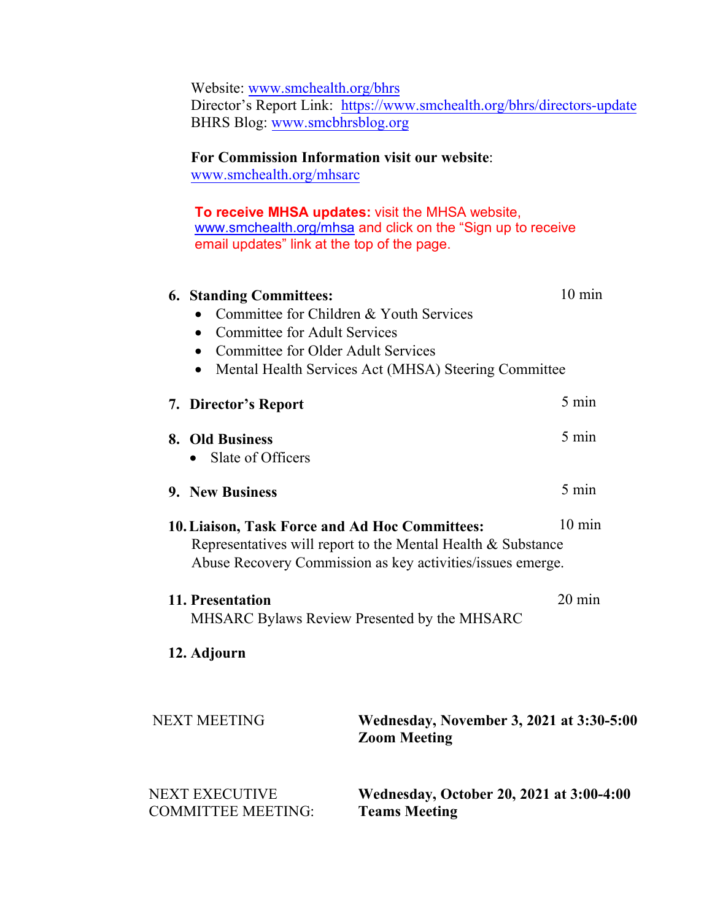Website: www.smchealth.org/bhrs
Director's Report Link: https://www.smchealth.org/bhrs/directors-update
BHRS Blog: www.smcbhrsblog.org

**For Commission Information visit our website**:
www.smchealth.org/mhsarc

**To receive MHSA updates:** visit the MHSA website, www.smchealth.org/mhsa and click on the "Sign up to receive email updates" link at the top of the page.

6. **Standing Committees:** 10 min
   - Committee for Children & Youth Services
   - Committee for Adult Services
   - Committee for Older Adult Services
   - Mental Health Services Act (MHSA) Steering Committee

7. **Director's Report** 5 min

8. **Old Business** 5 min
   - Slate of Officers

9. **New Business** 5 min

10. **Liaison, Task Force and Ad Hoc Committees:** 10 min
    Representatives will report to the Mental Health & Substance Abuse Recovery Commission as key activities/issues emerge.

11. **Presentation** 20 min
    MHSARC Bylaws Review Presented by the MHSARC

12. **Adjourn**

NEXT MEETING **Wednesday, November 3, 2021 at 3:30-5:00**
**Zoom Meeting**

NEXT EXECUTIVE COMMITTEE MEETING: **Wednesday, October 20, 2021 at 3:00-4:00**
**Teams Meeting**